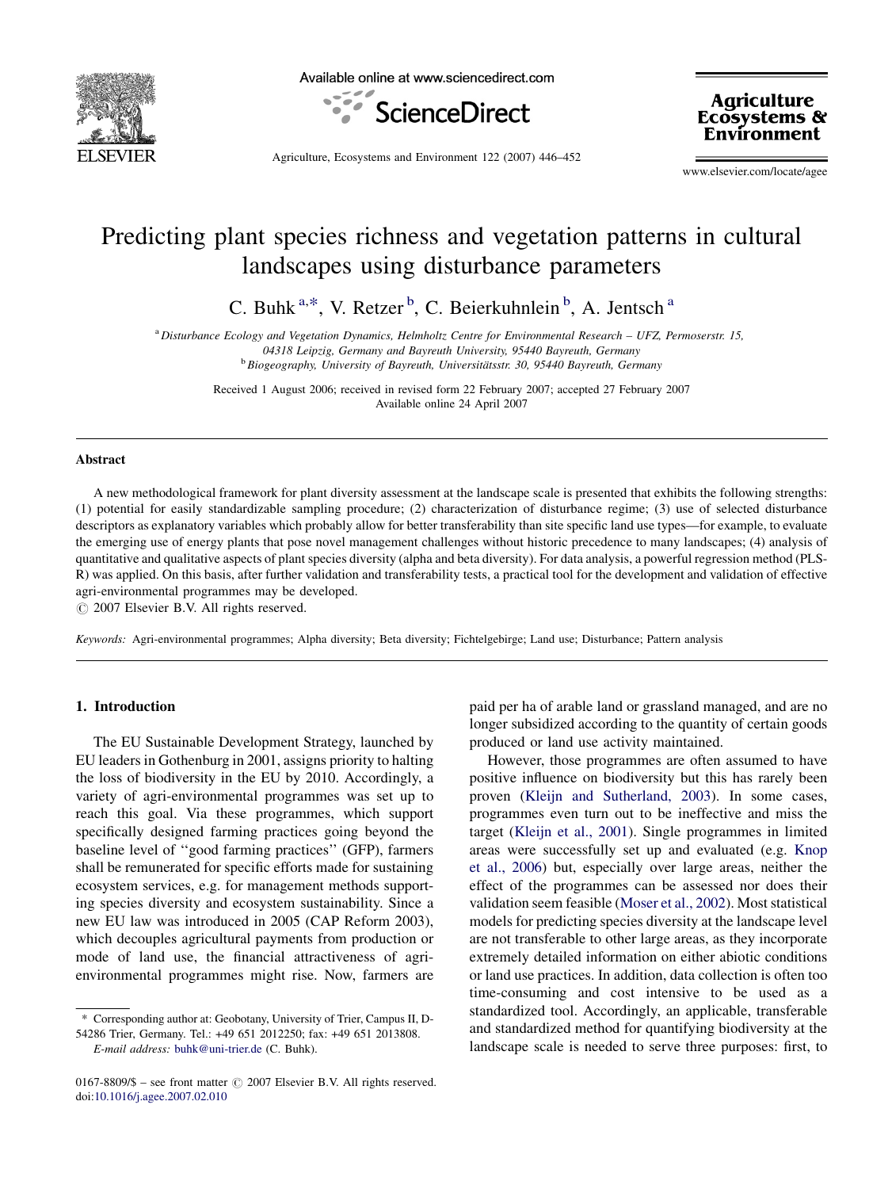# Predicting plant species richness and vegetation patterns in cultural landscapes using disturbance parameters

C. Buhk [a,*], V. Retzer [b], C. Beierkuhnlein [b], A. Jentsch [a]

[a] Disturbance Ecology and Vegetation Dynamics, Helmholtz Centre for Environmental Research – UFZ, Permoserstr. 15, 04318 Leipzig, Germany and Bayreuth University, 95440 Bayreuth, Germany

[b] Biogeography, University of Bayreuth, Universitätsstr. 30, 95440 Bayreuth, Germany

Received 1 August 2006; received in revised form 22 February 2007; accepted 27 February 2007

Available online 24 April 2007

## Abstract

A new methodological framework for plant diversity assessment at the landscape scale is presented that exhibits the following strengths: (1) potential for easily standardizable sampling procedure; (2) characterization of disturbance regime; (3) use of selected disturbance descriptors as explanatory variables which probably allow for better transferability than site specific land use types—for example, to evaluate the emerging use of energy plants that pose novel management challenges without historic precedence to many landscapes; (4) analysis of quantitative and qualitative aspects of plant species diversity (alpha and beta diversity). For data analysis, a powerful regression method (PLS-R) was applied. On this basis, after further validation and transferability tests, a practical tool for the development and validation of effective agri-environmental programmes may be developed.

© 2007 Elsevier B.V. All rights reserved.

*Keywords:* Agri-environmental programmes; Alpha diversity; Beta diversity; Fichtelgebirge; Land use; Disturbance; Pattern analysis

## 1. Introduction

The EU Sustainable Development Strategy, launched by EU leaders in Gothenburg in 2001, assigns priority to halting the loss of biodiversity in the EU by 2010. Accordingly, a variety of agri-environmental programmes was set up to reach this goal. Via these programmes, which support specifically designed farming practices going beyond the baseline level of ''good farming practices'' (GFP), farmers shall be remunerated for specific efforts made for sustaining ecosystem services, e.g. for management methods supporting species diversity and ecosystem sustainability. Since a new EU law was introduced in 2005 (CAP Reform 2003), which decouples agricultural payments from production or mode of land use, the financial attractiveness of agri-environmental programmes might rise. Now, farmers are paid per ha of arable land or grassland managed, and are no longer subsidized according to the quantity of certain goods produced or land use activity maintained.

However, those programmes are often assumed to have positive influence on biodiversity but this has rarely been proven (Kleijn and Sutherland, 2003). In some cases, programmes even turn out to be ineffective and miss the target (Kleijn et al., 2001). Single programmes in limited areas were successfully set up and evaluated (e.g. Knop et al., 2006) but, especially over large areas, neither the effect of the programmes can be assessed nor does their validation seem feasible (Moser et al., 2002). Most statistical models for predicting species diversity at the landscape level are not transferable to other large areas, as they incorporate extremely detailed information on either abiotic conditions or land use practices. In addition, data collection is often too time-consuming and cost intensive to be used as a standardized tool. Accordingly, an applicable, transferable and standardized method for quantifying biodiversity at the landscape scale is needed to serve three purposes: first, to

---

* Corresponding author at: Geobotany, University of Trier, Campus II, D-54286 Trier, Germany. Tel.: +49 651 2012250; fax: +49 651 2013808.
*E-mail address:* buhk@uni-trier.de (C. Buhk).

0167-8809/$ – see front matter © 2007 Elsevier B.V. All rights reserved.
doi:10.1016/j.agee.2007.02.010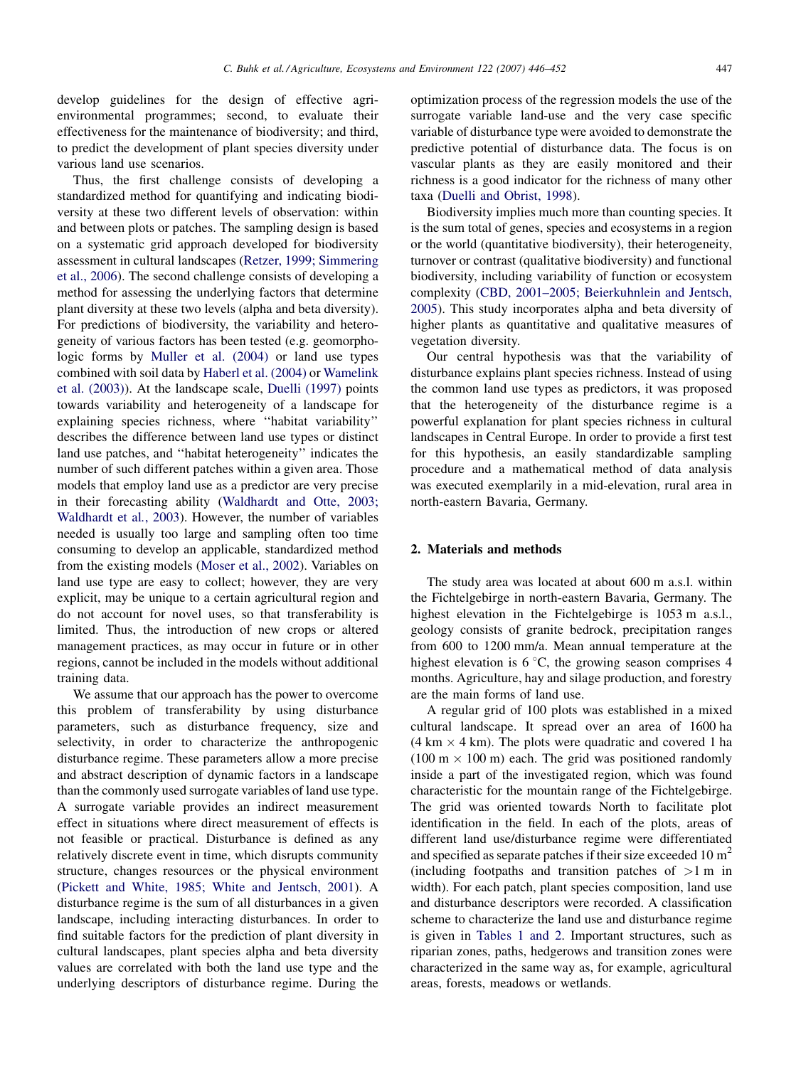develop guidelines for the design of effective agri-environmental programmes; second, to evaluate their effectiveness for the maintenance of biodiversity; and third, to predict the development of plant species diversity under various land use scenarios.

Thus, the first challenge consists of developing a standardized method for quantifying and indicating biodiversity at these two different levels of observation: within and between plots or patches. The sampling design is based on a systematic grid approach developed for biodiversity assessment in cultural landscapes (Retzer, 1999; Simmering et al., 2006). The second challenge consists of developing a method for assessing the underlying factors that determine plant diversity at these two levels (alpha and beta diversity). For predictions of biodiversity, the variability and heterogeneity of various factors has been tested (e.g. geomorphologic forms by Muller et al. (2004) or land use types combined with soil data by Haberl et al. (2004) or Wamelink et al. (2003)). At the landscape scale, Duelli (1997) points towards variability and heterogeneity of a landscape for explaining species richness, where ''habitat variability'' describes the difference between land use types or distinct land use patches, and ''habitat heterogeneity'' indicates the number of such different patches within a given area. Those models that employ land use as a predictor are very precise in their forecasting ability (Waldhardt and Otte, 2003; Waldhardt et al., 2003). However, the number of variables needed is usually too large and sampling often too time consuming to develop an applicable, standardized method from the existing models (Moser et al., 2002). Variables on land use type are easy to collect; however, they are very explicit, may be unique to a certain agricultural region and do not account for novel uses, so that transferability is limited. Thus, the introduction of new crops or altered management practices, as may occur in future or in other regions, cannot be included in the models without additional training data.

We assume that our approach has the power to overcome this problem of transferability by using disturbance parameters, such as disturbance frequency, size and selectivity, in order to characterize the anthropogenic disturbance regime. These parameters allow a more precise and abstract description of dynamic factors in a landscape than the commonly used surrogate variables of land use type. A surrogate variable provides an indirect measurement effect in situations where direct measurement of effects is not feasible or practical. Disturbance is defined as any relatively discrete event in time, which disrupts community structure, changes resources or the physical environment (Pickett and White, 1985; White and Jentsch, 2001). A disturbance regime is the sum of all disturbances in a given landscape, including interacting disturbances. In order to find suitable factors for the prediction of plant diversity in cultural landscapes, plant species alpha and beta diversity values are correlated with both the land use type and the underlying descriptors of disturbance regime. During the optimization process of the regression models the use of the surrogate variable land-use and the very case specific variable of disturbance type were avoided to demonstrate the predictive potential of disturbance data. The focus is on vascular plants as they are easily monitored and their richness is a good indicator for the richness of many other taxa (Duelli and Obrist, 1998).

Biodiversity implies much more than counting species. It is the sum total of genes, species and ecosystems in a region or the world (quantitative biodiversity), their heterogeneity, turnover or contrast (qualitative biodiversity) and functional biodiversity, including variability of function or ecosystem complexity (CBD, 2001–2005; Beierkuhnlein and Jentsch, 2005). This study incorporates alpha and beta diversity of higher plants as quantitative and qualitative measures of vegetation diversity.

Our central hypothesis was that the variability of disturbance explains plant species richness. Instead of using the common land use types as predictors, it was proposed that the heterogeneity of the disturbance regime is a powerful explanation for plant species richness in cultural landscapes in Central Europe. In order to provide a first test for this hypothesis, an easily standardizable sampling procedure and a mathematical method of data analysis was executed exemplarily in a mid-elevation, rural area in north-eastern Bavaria, Germany.

## 2. Materials and methods

The study area was located at about 600 m a.s.l. within the Fichtelgebirge in north-eastern Bavaria, Germany. The highest elevation in the Fichtelgebirge is 1053 m a.s.l., geology consists of granite bedrock, precipitation ranges from 600 to 1200 mm/a. Mean annual temperature at the highest elevation is 6 °C, the growing season comprises 4 months. Agriculture, hay and silage production, and forestry are the main forms of land use.

A regular grid of 100 plots was established in a mixed cultural landscape. It spread over an area of 1600 ha (4 km × 4 km). The plots were quadratic and covered 1 ha (100 m × 100 m) each. The grid was positioned randomly inside a part of the investigated region, which was found characteristic for the mountain range of the Fichtelgebirge. The grid was oriented towards North to facilitate plot identification in the field. In each of the plots, areas of different land use/disturbance regime were differentiated and specified as separate patches if their size exceeded 10 $m^2$ (including footpaths and transition patches of >1 m in width). For each patch, plant species composition, land use and disturbance descriptors were recorded. A classification scheme to characterize the land use and disturbance regime is given in Tables 1 and 2. Important structures, such as riparian zones, paths, hedgerows and transition zones were characterized in the same way as, for example, agricultural areas, forests, meadows or wetlands.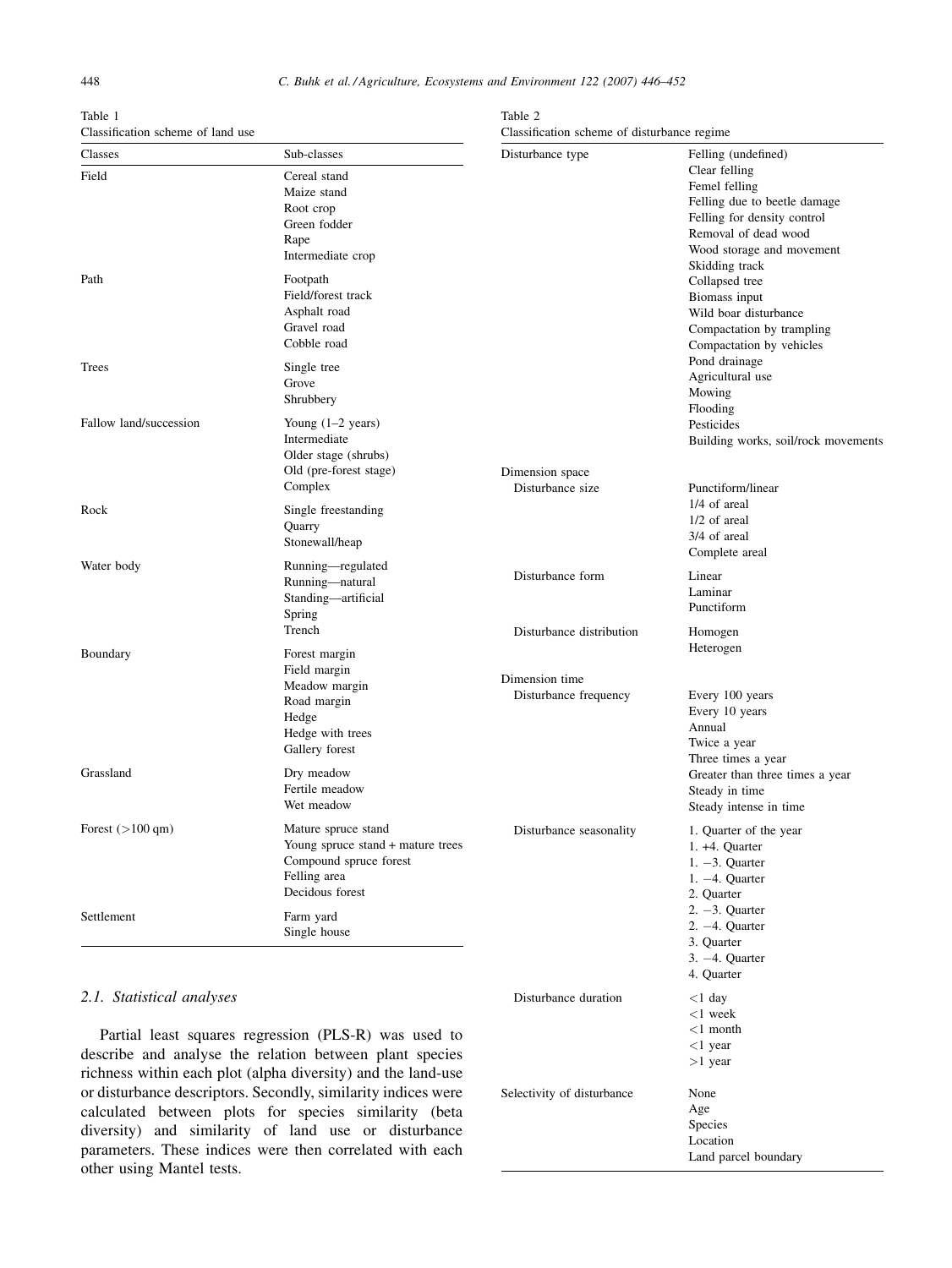Table 1
Classification scheme of land use

| Classes | Sub-classes |
|---|---|
| Field | Cereal stand |
| | Maize stand |
| | Root crop |
| | Green fodder |
| | Rape |
| | Intermediate crop |
| Path | Footpath |
| | Field/forest track |
| | Asphalt road |
| | Gravel road |
| | Cobble road |
| Trees | Single tree |
| | Grove |
| | Shrubbery |
| Fallow land/succession | Young (1–2 years) |
| | Intermediate |
| | Older stage (shrubs) |
| | Old (pre-forest stage) |
| | Complex |
| Rock | Single freestanding |
| | Quarry |
| | Stonewall/heap |
| Water body | Running—regulated |
| | Running—natural |
| | Standing—artificial |
| | Spring |
| | Trench |
| Boundary | Forest margin |
| | Field margin |
| | Meadow margin |
| | Road margin |
| | Hedge |
| | Hedge with trees |
| | Gallery forest |
| Grassland | Dry meadow |
| | Fertile meadow |
| | Wet meadow |
| Forest (>100 qm) | Mature spruce stand |
| | Young spruce stand + mature trees |
| | Compound spruce forest |
| | Felling area |
| | Decidous forest |
| Settlement | Farm yard |
| | Single house |

## 2.1. Statistical analyses

Partial least squares regression (PLS-R) was used to describe and analyse the relation between plant species richness within each plot (alpha diversity) and the land-use or disturbance descriptors. Secondly, similarity indices were calculated between plots for species similarity (beta diversity) and similarity of land use or disturbance parameters. These indices were then correlated with each other using Mantel tests.

Table 2
Classification scheme of disturbance regime

| | |
|---|---|
| Disturbance type | Felling (undefined) |
| | Clear felling |
| | Femel felling |
| | Felling due to beetle damage |
| | Felling for density control |
| | Removal of dead wood |
| | Wood storage and movement |
| | Skidding track |
| | Collapsed tree |
| | Biomass input |
| | Wild boar disturbance |
| | Compaction by trampling |
| | Compaction by vehicles |
| | Pond drainage |
| | Agricultural use |
| | Mowing |
| | Flooding |
| | Pesticides |
| | Building works, soil/rock movements |
| Dimension space | |
| Disturbance size | Punctiform/linear |
| | 1/4 of areal |
| | 1/2 of areal |
| | 3/4 of areal |
| | Complete areal |
| Disturbance form | Linear |
| | Laminar |
| | Punctiform |
| Disturbance distribution | Homogen |
| | Heterogen |
| Dimension time | |
| Disturbance frequency | Every 100 years |
| | Every 10 years |
| | Annual |
| | Twice a year |
| | Three times a year |
| | Greater than three times a year |
| | Steady in time |
| | Steady intense in time |
| Disturbance seasonality | 1. Quarter of the year |
| | 1. +4. Quarter |
| | 1. −3. Quarter |
| | 1. −4. Quarter |
| | 2. Quarter |
| | 2. −3. Quarter |
| | 2. −4. Quarter |
| | 3. Quarter |
| | 3. −4. Quarter |
| | 4. Quarter |
| Disturbance duration | <1 day |
| | <1 week |
| | <1 month |
| | <1 year |
| | >1 year |
| Selectivity of disturbance | None |
| | Age |
| | Species |
| | Location |
| | Land parcel boundary |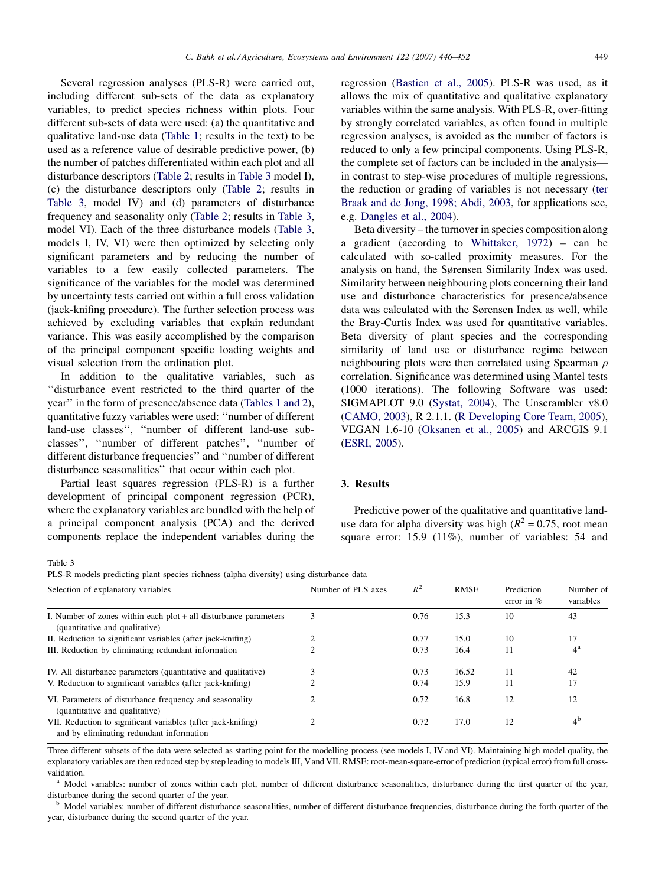Several regression analyses (PLS-R) were carried out, including different sub-sets of the data as explanatory variables, to predict species richness within plots. Four different sub-sets of data were used: (a) the quantitative and qualitative land-use data (Table 1; results in the text) to be used as a reference value of desirable predictive power, (b) the number of patches differentiated within each plot and all disturbance descriptors (Table 2; results in Table 3 model I), (c) the disturbance descriptors only (Table 2; results in Table 3, model IV) and (d) parameters of disturbance frequency and seasonality only (Table 2; results in Table 3, model VI). Each of the three disturbance models (Table 3, models I, IV, VI) were then optimized by selecting only significant parameters and by reducing the number of variables to a few easily collected parameters. The significance of the variables for the model was determined by uncertainty tests carried out within a full cross validation (jack-knifing procedure). The further selection process was achieved by excluding variables that explain redundant variance. This was easily accomplished by the comparison of the principal component specific loading weights and visual selection from the ordination plot.

In addition to the qualitative variables, such as "disturbance event restricted to the third quarter of the year" in the form of presence/absence data (Tables 1 and 2), quantitative fuzzy variables were used: "number of different land-use classes", "number of different land-use sub-classes", "number of different patches", "number of different disturbance frequencies" and "number of different disturbance seasonalities" that occur within each plot.

Partial least squares regression (PLS-R) is a further development of principal component regression (PCR), where the explanatory variables are bundled with the help of a principal component analysis (PCA) and the derived components replace the independent variables during the regression (Bastien et al., 2005). PLS-R was used, as it allows the mix of quantitative and qualitative explanatory variables within the same analysis. With PLS-R, over-fitting by strongly correlated variables, as often found in multiple regression analyses, is avoided as the number of factors is reduced to only a few principal components. Using PLS-R, the complete set of factors can be included in the analysis—in contrast to step-wise procedures of multiple regressions, the reduction or grading of variables is not necessary (ter Braak and de Jong, 1998; Abdi, 2003, for applications see, e.g. Dangles et al., 2004).

Beta diversity – the turnover in species composition along a gradient (according to Whittaker, 1972) – can be calculated with so-called proximity measures. For the analysis on hand, the Sørensen Similarity Index was used. Similarity between neighbouring plots concerning their land use and disturbance characteristics for presence/absence data was calculated with the Sørensen Index as well, while the Bray-Curtis Index was used for quantitative variables. Beta diversity of plant species and the corresponding similarity of land use or disturbance regime between neighbouring plots were then correlated using Spearman $\rho$ correlation. Significance was determined using Mantel tests (1000 iterations). The following Software was used: SIGMAPLOT 9.0 (Systat, 2004), The Unscrambler v8.0 (CAMO, 2003), R 2.1.1. (R Developing Core Team, 2005), VEGAN 1.6-10 (Oksanen et al., 2005) and ARCGIS 9.1 (ESRI, 2005).

## 3. Results

Predictive power of the qualitative and quantitative land-use data for alpha diversity was high ($R^2 = 0.75$, root mean square error: 15.9 (11%), number of variables: 54 and

Table 3
PLS-R models predicting plant species richness (alpha diversity) using disturbance data

| Selection of explanatory variables | Number of PLS axes | $R^2$ | RMSE | Prediction error in % | Number of variables |
|---|---|---|---|---|---|
| I. Number of zones within each plot + all disturbance parameters (quantitative and qualitative) | 3 | 0.76 | 15.3 | 10 | 43 |
| II. Reduction to significant variables (after jack-knifing) | 2 | 0.77 | 15.0 | 10 | 17 |
| III. Reduction by eliminating redundant information | 2 | 0.73 | 16.4 | 11 | 4[a] |
| IV. All disturbance parameters (quantitative and qualitative) | 3 | 0.73 | 16.52 | 11 | 42 |
| V. Reduction to significant variables (after jack-knifing) | 2 | 0.74 | 15.9 | 11 | 17 |
| VI. Parameters of disturbance frequency and seasonality (quantitative and qualitative) | 2 | 0.72 | 16.8 | 12 | 12 |
| VII. Reduction to significant variables (after jack-knifing) and by eliminating redundant information | 2 | 0.72 | 17.0 | 12 | 4[b] |

Three different subsets of the data were selected as starting point for the modelling process (see models I, IV and VI). Maintaining high model quality, the explanatory variables are then reduced step by step leading to models III, V and VII. RMSE: root-mean-square-error of prediction (typical error) from full cross-validation.

[a] Model variables: number of zones within each plot, number of different disturbance seasonalities, disturbance during the first quarter of the year, disturbance during the second quarter of the year.

[b] Model variables: number of different disturbance seasonalities, number of different disturbance frequencies, disturbance during the forth quarter of the year, disturbance during the second quarter of the year.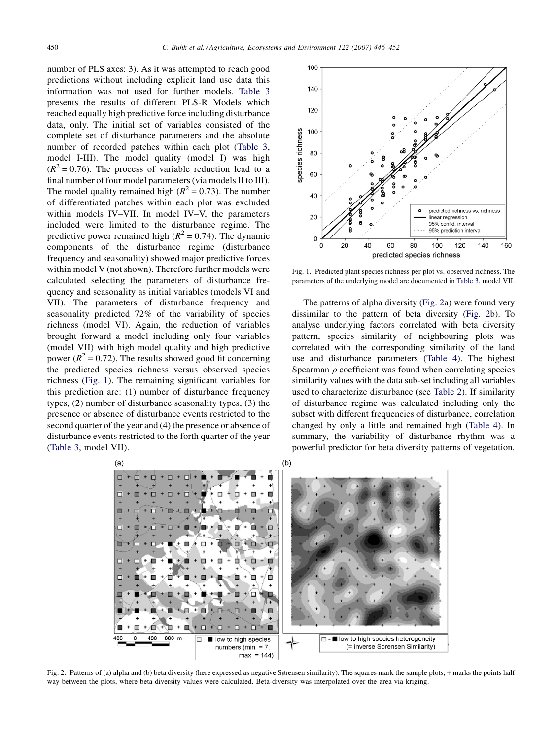number of PLS axes: 3). As it was attempted to reach good predictions without including explicit land use data this information was not used for further models. Table 3 presents the results of different PLS-R Models which reached equally high predictive force including disturbance data, only. The initial set of variables consisted of the complete set of disturbance parameters and the absolute number of recorded patches within each plot (Table 3, model I-III). The model quality (model I) was high ($R^2 = 0.76$). The process of variable reduction lead to a final number of four model parameters (via models II to III). The model quality remained high ($R^2 = 0.73$). The number of differentiated patches within each plot was excluded within models IV–VII. In model IV–V, the parameters included were limited to the disturbance regime. The predictive power remained high ($R^2 = 0.74$). The dynamic components of the disturbance regime (disturbance frequency and seasonality) showed major predictive forces within model V (not shown). Therefore further models were calculated selecting the parameters of disturbance frequency and seasonality as initial variables (models VI and VII). The parameters of disturbance frequency and seasonality predicted 72% of the variability of species richness (model VI). Again, the reduction of variables brought forward a model including only four variables (model VII) with high model quality and high predictive power ($R^2 = 0.72$). The results showed good fit concerning the predicted species richness versus observed species richness (Fig. 1). The remaining significant variables for this prediction are: (1) number of disturbance frequency types, (2) number of disturbance seasonality types, (3) the presence or absence of disturbance events restricted to the second quarter of the year and (4) the presence or absence of disturbance events restricted to the forth quarter of the year (Table 3, model VII).

Fig. 1. Predicted plant species richness per plot vs. observed richness. The parameters of the underlying model are documented in Table 3, model VII.

The patterns of alpha diversity (Fig. 2a) were found very dissimilar to the pattern of beta diversity (Fig. 2b). To analyse underlying factors correlated with beta diversity pattern, species similarity of neighbouring plots was correlated with the corresponding similarity of the land use and disturbance parameters (Table 4). The highest Spearman $\rho$ coefficient was found when correlating species similarity values with the data sub-set including all variables used to characterize disturbance (see Table 2). If similarity of disturbance regime was calculated including only the subset with different frequencies of disturbance, correlation changed by only a little and remained high (Table 4). In summary, the variability of disturbance rhythm was a powerful predictor for beta diversity patterns of vegetation.

Fig. 2. Patterns of (a) alpha and (b) beta diversity (here expressed as negative Sørensen similarity). The squares mark the sample plots, + marks the points half way between the plots, where beta diversity values were calculated. Beta-diversity was interpolated over the area via kriging.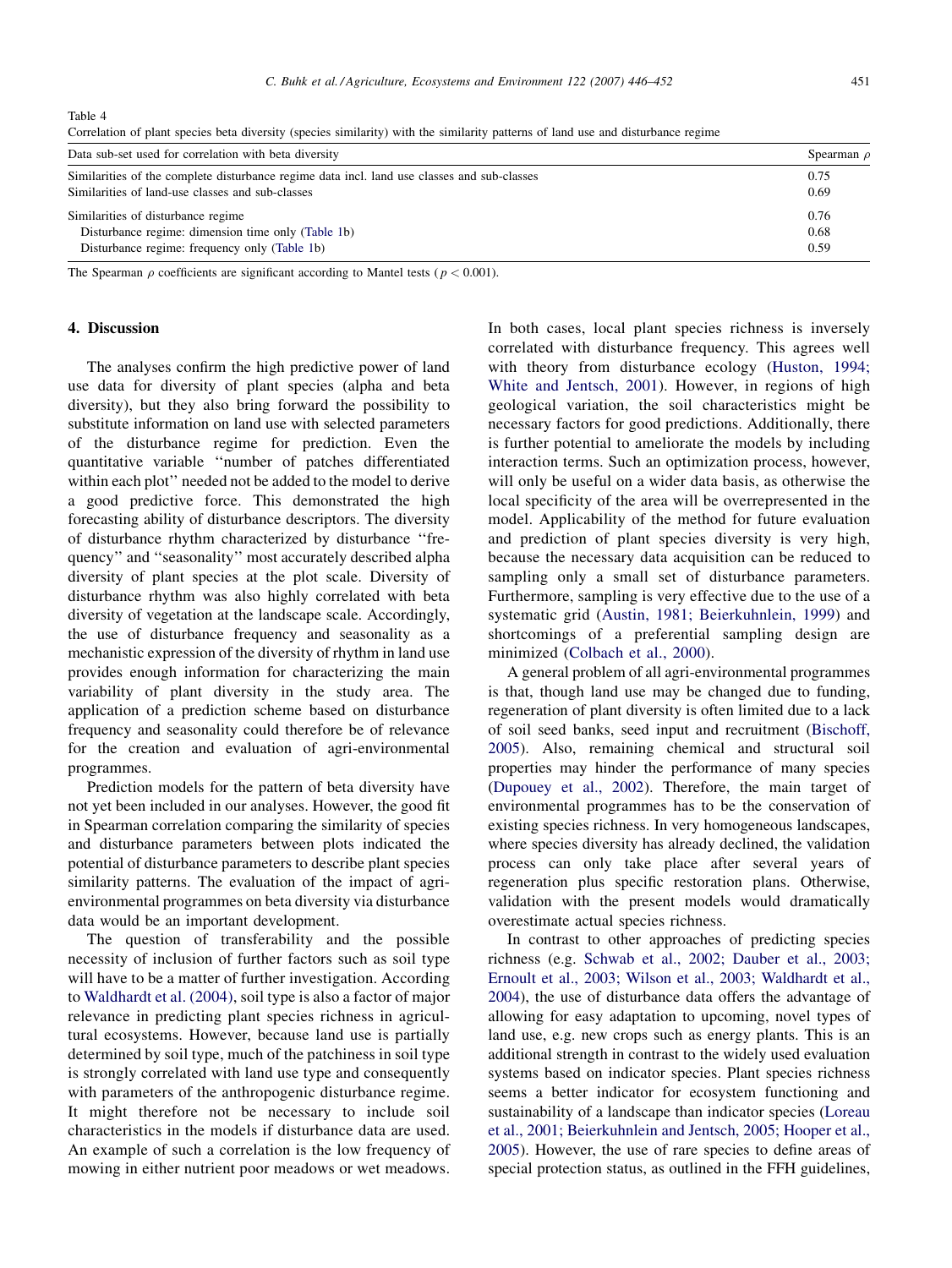Table 4

Correlation of plant species beta diversity (species similarity) with the similarity patterns of land use and disturbance regime

| Data sub-set used for correlation with beta diversity | Spearman $\rho$ |
|---|---|
| Similarities of the complete disturbance regime data incl. land use classes and sub-classes | 0.75 |
| Similarities of land-use classes and sub-classes | 0.69 |
| Similarities of disturbance regime | 0.76 |
| Disturbance regime: dimension time only (Table 1b) | 0.68 |
| Disturbance regime: frequency only (Table 1b) | 0.59 |

The Spearman $\rho$ coefficients are significant according to Mantel tests ($p < 0.001$).

## 4. Discussion

The analyses confirm the high predictive power of land use data for diversity of plant species (alpha and beta diversity), but they also bring forward the possibility to substitute information on land use with selected parameters of the disturbance regime for prediction. Even the quantitative variable ''number of patches differentiated within each plot'' needed not be added to the model to derive a good predictive force. This demonstrated the high forecasting ability of disturbance descriptors. The diversity of disturbance rhythm characterized by disturbance ''frequency'' and ''seasonality'' most accurately described alpha diversity of plant species at the plot scale. Diversity of disturbance rhythm was also highly correlated with beta diversity of vegetation at the landscape scale. Accordingly, the use of disturbance frequency and seasonality as a mechanistic expression of the diversity of rhythm in land use provides enough information for characterizing the main variability of plant diversity in the study area. The application of a prediction scheme based on disturbance frequency and seasonality could therefore be of relevance for the creation and evaluation of agri-environmental programmes.

Prediction models for the pattern of beta diversity have not yet been included in our analyses. However, the good fit in Spearman correlation comparing the similarity of species and disturbance parameters between plots indicated the potential of disturbance parameters to describe plant species similarity patterns. The evaluation of the impact of agri-environmental programmes on beta diversity via disturbance data would be an important development.

The question of transferability and the possible necessity of inclusion of further factors such as soil type will have to be a matter of further investigation. According to Waldhardt et al. (2004), soil type is also a factor of major relevance in predicting plant species richness in agricultural ecosystems. However, because land use is partially determined by soil type, much of the patchiness in soil type is strongly correlated with land use type and consequently with parameters of the anthropogenic disturbance regime. It might therefore not be necessary to include soil characteristics in the models if disturbance data are used. An example of such a correlation is the low frequency of mowing in either nutrient poor meadows or wet meadows. In both cases, local plant species richness is inversely correlated with disturbance frequency. This agrees well with theory from disturbance ecology (Huston, 1994; White and Jentsch, 2001). However, in regions of high geological variation, the soil characteristics might be necessary factors for good predictions. Additionally, there is further potential to ameliorate the models by including interaction terms. Such an optimization process, however, will only be useful on a wider data basis, as otherwise the local specificity of the area will be overrepresented in the model. Applicability of the method for future evaluation and prediction of plant species diversity is very high, because the necessary data acquisition can be reduced to sampling only a small set of disturbance parameters. Furthermore, sampling is very effective due to the use of a systematic grid (Austin, 1981; Beierkuhnlein, 1999) and shortcomings of a preferential sampling design are minimized (Colbach et al., 2000).

A general problem of all agri-environmental programmes is that, though land use may be changed due to funding, regeneration of plant diversity is often limited due to a lack of soil seed banks, seed input and recruitment (Bischoff, 2005). Also, remaining chemical and structural soil properties may hinder the performance of many species (Dupouey et al., 2002). Therefore, the main target of environmental programmes has to be the conservation of existing species richness. In very homogeneous landscapes, where species diversity has already declined, the validation process can only take place after several years of regeneration plus specific restoration plans. Otherwise, validation with the present models would dramatically overestimate actual species richness.

In contrast to other approaches of predicting species richness (e.g. Schwab et al., 2002; Dauber et al., 2003; Ernoult et al., 2003; Wilson et al., 2003; Waldhardt et al., 2004), the use of disturbance data offers the advantage of allowing for easy adaptation to upcoming, novel types of land use, e.g. new crops such as energy plants. This is an additional strength in contrast to the widely used evaluation systems based on indicator species. Plant species richness seems a better indicator for ecosystem functioning and sustainability of a landscape than indicator species (Loreau et al., 2001; Beierkuhnlein and Jentsch, 2005; Hooper et al., 2005). However, the use of rare species to define areas of special protection status, as outlined in the FFH guidelines,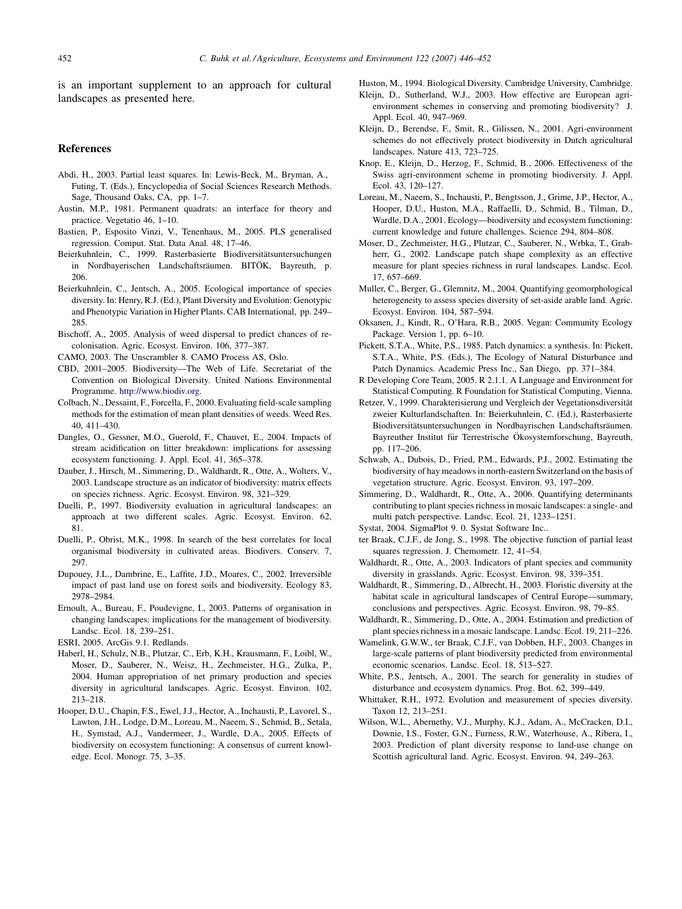is an important supplement to an approach for cultural landscapes as presented here.

## References

Abdi, H., 2003. Partial least squares. In: Lewis-Beck, M., Bryman, A., Futing, T. (Eds.), Encyclopedia of Social Sciences Research Methods. Sage, Thousand Oaks, CA, pp. 1–7.

Austin, M.P., 1981. Permanent quadrats: an interface for theory and practice. Vegetatio 46, 1–10.

Bastien, P., Esposito Vinzi, V., Tenenhaus, M., 2005. PLS generalised regression. Comput. Stat. Data Anal. 48, 17–46.

Beierkuhnlein, C., 1999. Rasterbasierte Biodiversitätsuntersuchungen in Nordbayerischen Landschaftsräumen. BITÖK, Bayreuth, p. 206.

Beierkuhnlein, C., Jentsch, A., 2005. Ecological importance of species diversity. In: Henry, R.J. (Ed.), Plant Diversity and Evolution: Genotypic and Phenotypic Variation in Higher Plants. CAB International, pp. 249–285.

Bischoff, A., 2005. Analysis of weed dispersal to predict chances of re-colonisation. Agric. Ecosyst. Environ. 106, 377–387.

CAMO, 2003. The Unscrambler 8. CAMO Process AS, Oslo.

CBD, 2001–2005. Biodiversity—The Web of Life. Secretariat of the Convention on Biological Diversity. United Nations Environmental Programme. http://www.biodiv.org.

Colbach, N., Dessaint, F., Forcella, F., 2000. Evaluating field-scale sampling methods for the estimation of mean plant densities of weeds. Weed Res. 40, 411–430.

Dangles, O., Gessner, M.O., Guerold, F., Chauvet, E., 2004. Impacts of stream acidification on litter breakdown: implications for assessing ecosystem functioning. J. Appl. Ecol. 41, 365–378.

Dauber, J., Hirsch, M., Simmering, D., Waldhardt, R., Otte, A., Wolters, V., 2003. Landscape structure as an indicator of biodiversity: matrix effects on species richness. Agric. Ecosyst. Environ. 98, 321–329.

Duelli, P., 1997. Biodiversity evaluation in agricultural landscapes: an approach at two different scales. Agric. Ecosyst. Environ. 62, 81.

Duelli, P., Obrist, M.K., 1998. In search of the best correlates for local organismal biodiversity in cultivated areas. Biodivers. Conserv. 7, 297.

Dupouey, J.L., Dambrine, E., Laffite, J.D., Moares, C., 2002. Irreversible impact of past land use on forest soils and biodiversity. Ecology 83, 2978–2984.

Ernoult, A., Bureau, F., Poudevigne, I., 2003. Patterns of organisation in changing landscapes: implications for the management of biodiversity. Landsc. Ecol. 18, 239–251.

ESRI, 2005. ArcGis 9.1. Redlands.

Haberl, H., Schulz, N.B., Plutzar, C., Erb, K.H., Krausmann, F., Loibl, W., Moser, D., Sauberer, N., Weisz, H., Zechmeister, H.G., Zulka, P., 2004. Human appropriation of net primary production and species diversity in agricultural landscapes. Agric. Ecosyst. Environ. 102, 213–218.

Hooper, D.U., Chapin, F.S., Ewel, J.J., Hector, A., Inchausti, P., Lavorel, S., Lawton, J.H., Lodge, D.M., Loreau, M., Naeem, S., Schmid, B., Setala, H., Symstad, A.J., Vandermeer, J., Wardle, D.A., 2005. Effects of biodiversity on ecosystem functioning: A consensus of current knowledge. Ecol. Monogr. 75, 3–35.

Huston, M., 1994. Biological Diversity. Cambridge University, Cambridge.

Kleijn, D., Sutherland, W.J., 2003. How effective are European agri-environment schemes in conserving and promoting biodiversity? J. Appl. Ecol. 40, 947–969.

Kleijn, D., Berendse, F., Smit, R., Gilissen, N., 2001. Agri-environment schemes do not effectively protect biodiversity in Dutch agricultural landscapes. Nature 413, 723–725.

Knop, E., Kleijn, D., Herzog, F., Schmid, B., 2006. Effectiveness of the Swiss agri-environment scheme in promoting biodiversity. J. Appl. Ecol. 43, 120–127.

Loreau, M., Naeem, S., Inchausti, P., Bengtsson, J., Grime, J.P., Hector, A., Hooper, D.U., Huston, M.A., Raffaelli, D., Schmid, B., Tilman, D., Wardle, D.A., 2001. Ecology—biodiversity and ecosystem functioning: current knowledge and future challenges. Science 294, 804–808.

Moser, D., Zechmeister, H.G., Plutzar, C., Sauberer, N., Wrbka, T., Grabherr, G., 2002. Landscape patch shape complexity as an effective measure for plant species richness in rural landscapes. Landsc. Ecol. 17, 657–669.

Muller, C., Berger, G., Glemnitz, M., 2004. Quantifying geomorphological heterogeneity to assess species diversity of set-aside arable land. Agric. Ecosyst. Environ. 104, 587–594.

Oksanen, J., Kindt, R., O'Hara, R.B., 2005. Vegan: Community Ecology Package. Version 1, pp. 6–10.

Pickett, S.T.A., White, P.S., 1985. Patch dynamics: a synthesis. In: Pickett, S.T.A., White, P.S. (Eds.), The Ecology of Natural Disturbance and Patch Dynamics. Academic Press Inc., San Diego, pp. 371–384.

R Developing Core Team, 2005. R 2.1.1. A Language and Environment for Statistical Computing. R Foundation for Statistical Computing, Vienna.

Retzer, V., 1999. Charakterisierung und Vergleich der Vegetationsdiversität zweier Kulturlandschaften. In: Beierkuhnlein, C. (Ed.), Rasterbasierte Biodiversitätsuntersuchungen in Nordbayrischen Landschaftsräumen. Bayreuther Institut für Terrestrische Ökosystemforschung, Bayreuth, pp. 117–206.

Schwab, A., Dubois, D., Fried, P.M., Edwards, P.J., 2002. Estimating the biodiversity of hay meadows in north-eastern Switzerland on the basis of vegetation structure. Agric. Ecosyst. Environ. 93, 197–209.

Simmering, D., Waldhardt, R., Otte, A., 2006. Quantifying determinants contributing to plant species richness in mosaic landscapes: a single- and multi patch perspective. Landsc. Ecol. 21, 1233–1251.

Systat, 2004. SigmaPlot 9. 0. Systat Software Inc..

ter Braak, C.J.F., de Jong, S., 1998. The objective function of partial least squares regression. J. Chemometr. 12, 41–54.

Waldhardt, R., Otte, A., 2003. Indicators of plant species and community diversity in grasslands. Agric. Ecosyst. Environ. 98, 339–351.

Waldhardt, R., Simmering, D., Albrecht, H., 2003. Floristic diversity at the habitat scale in agricultural landscapes of Central Europe—summary, conclusions and perspectives. Agric. Ecosyst. Environ. 98, 79–85.

Waldhardt, R., Simmering, D., Otte, A., 2004. Estimation and prediction of plant species richness in a mosaic landscape. Landsc. Ecol. 19, 211–226.

Wamelink, G.W.W., ter Braak, C.J.F., van Dobben, H.F., 2003. Changes in large-scale patterns of plant biodiversity predicted from environmental economic scenarios. Landsc. Ecol. 18, 513–527.

White, P.S., Jentsch, A., 2001. The search for generality in studies of disturbance and ecosystem dynamics. Prog. Bot. 62, 399–449.

Whittaker, R.H., 1972. Evolution and measurement of species diversity. Taxon 12, 213–251.

Wilson, W.L., Abernethy, V.J., Murphy, K.J., Adam, A., McCracken, D.I., Downie, I.S., Foster, G.N., Furness, R.W., Waterhouse, A., Ribera, I., 2003. Prediction of plant diversity response to land-use change on Scottish agricultural land. Agric. Ecosyst. Environ. 94, 249–263.